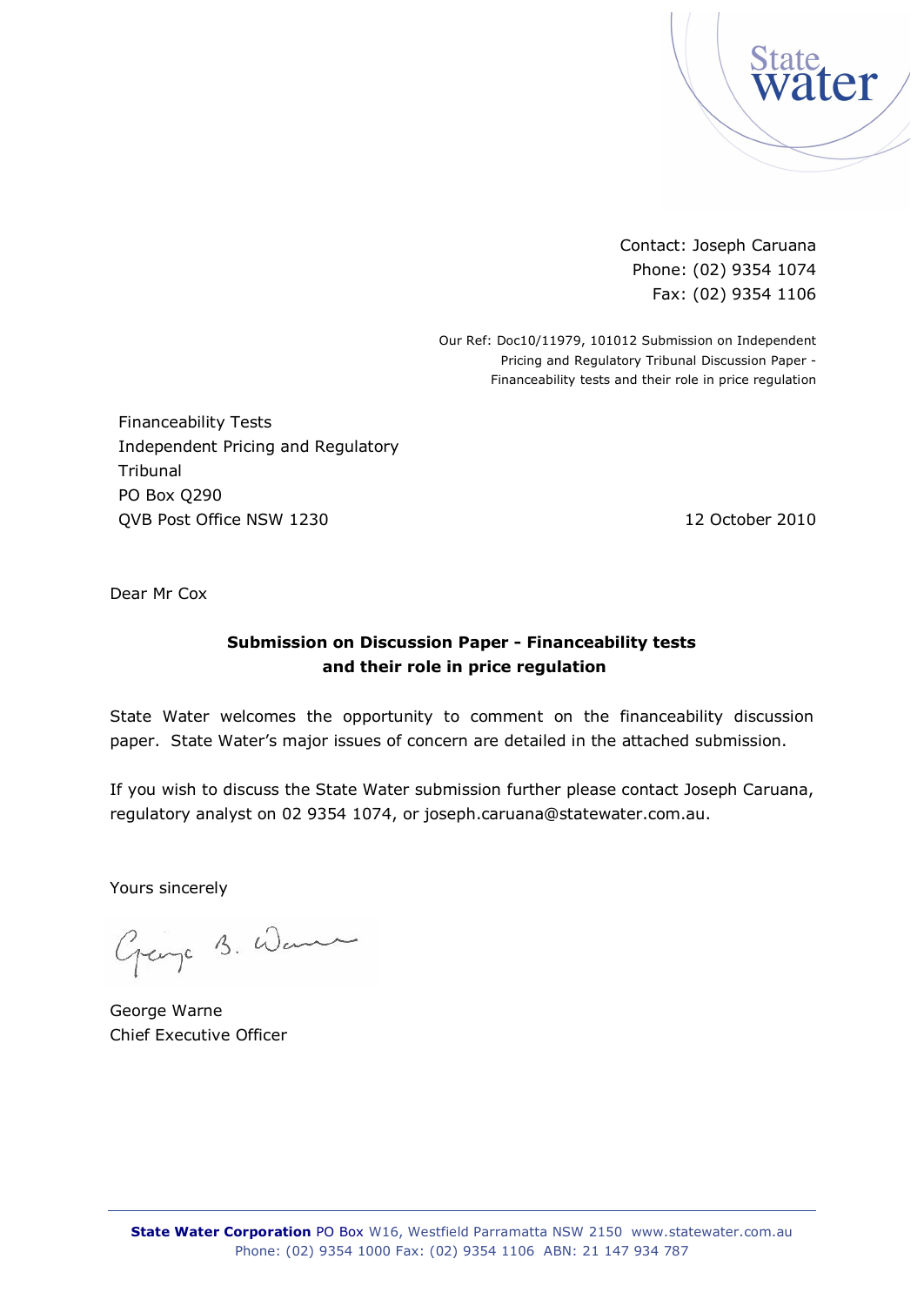Contact: Joseph Caruana
Phone: (02) 9354 1074
Fax: (02) 9354 1106

Our Ref: Doc10/11979, 101012 Submission on Independent Pricing and Regulatory Tribunal Discussion Paper - Financeability tests and their role in price regulation

Financeability Tests
Independent Pricing and Regulatory Tribunal
PO Box Q290
QVB Post Office NSW 1230

12 October 2010

Dear Mr Cox

**Submission on Discussion Paper - Financeability tests and their role in price regulation**

State Water welcomes the opportunity to comment on the financeability discussion paper. State Water's major issues of concern are detailed in the attached submission.

If you wish to discuss the State Water submission further please contact Joseph Caruana, regulatory analyst on 02 9354 1074, or joseph.caruana@statewater.com.au.

Yours sincerely

George Warne
Chief Executive Officer

**State Water Corporation** PO Box W16, Westfield Parramatta NSW 2150 www.statewater.com.au
Phone: (02) 9354 1000 Fax: (02) 9354 1106 ABN: 21 147 934 787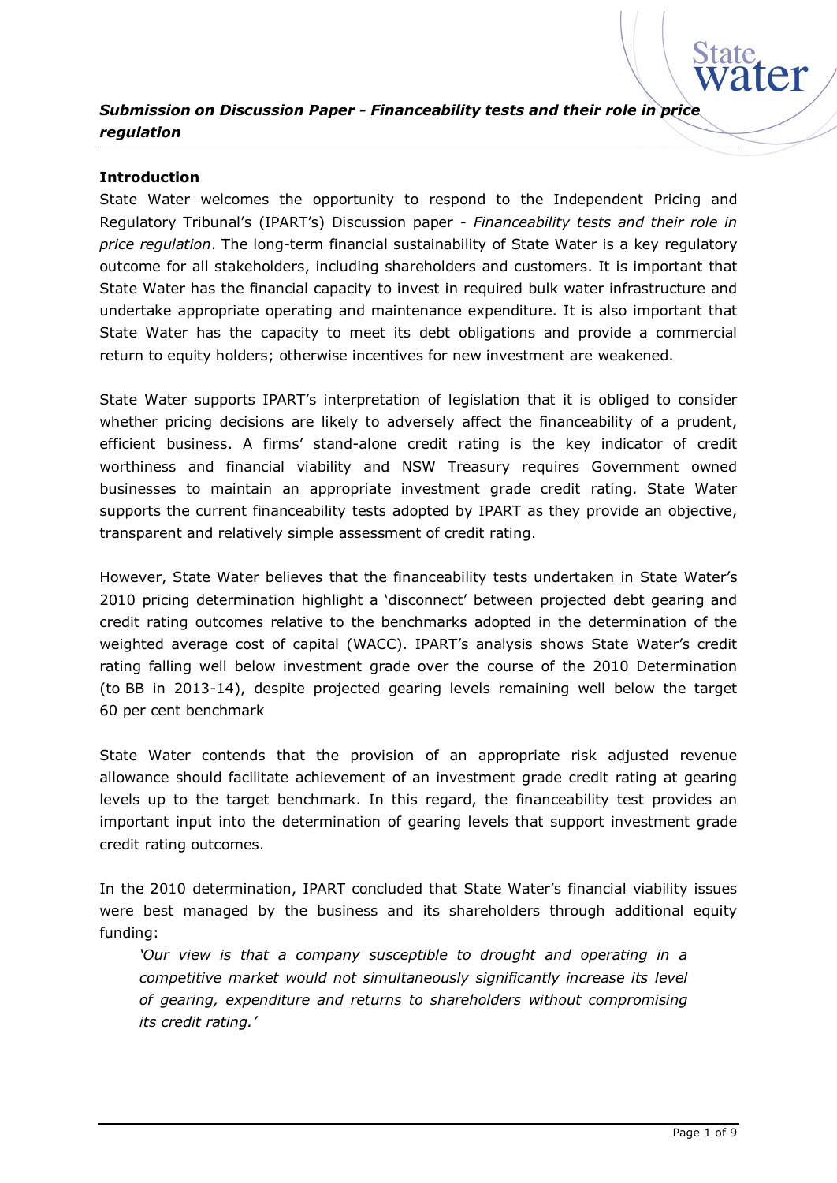*Submission on Discussion Paper - Financeability tests and their role in price regulation*

**Introduction**

State Water welcomes the opportunity to respond to the Independent Pricing and Regulatory Tribunal's (IPART's) Discussion paper - *Financeability tests and their role in price regulation*. The long-term financial sustainability of State Water is a key regulatory outcome for all stakeholders, including shareholders and customers. It is important that State Water has the financial capacity to invest in required bulk water infrastructure and undertake appropriate operating and maintenance expenditure. It is also important that State Water has the capacity to meet its debt obligations and provide a commercial return to equity holders; otherwise incentives for new investment are weakened.

State Water supports IPART's interpretation of legislation that it is obliged to consider whether pricing decisions are likely to adversely affect the financeability of a prudent, efficient business. A firms' stand-alone credit rating is the key indicator of credit worthiness and financial viability and NSW Treasury requires Government owned businesses to maintain an appropriate investment grade credit rating. State Water supports the current financeability tests adopted by IPART as they provide an objective, transparent and relatively simple assessment of credit rating.

However, State Water believes that the financeability tests undertaken in State Water's 2010 pricing determination highlight a 'disconnect' between projected debt gearing and credit rating outcomes relative to the benchmarks adopted in the determination of the weighted average cost of capital (WACC). IPART's analysis shows State Water's credit rating falling well below investment grade over the course of the 2010 Determination (to BB in 2013-14), despite projected gearing levels remaining well below the target 60 per cent benchmark

State Water contends that the provision of an appropriate risk adjusted revenue allowance should facilitate achievement of an investment grade credit rating at gearing levels up to the target benchmark. In this regard, the financeability test provides an important input into the determination of gearing levels that support investment grade credit rating outcomes.

In the 2010 determination, IPART concluded that State Water's financial viability issues were best managed by the business and its shareholders through additional equity funding:

> *'Our view is that a company susceptible to drought and operating in a competitive market would not simultaneously significantly increase its level of gearing, expenditure and returns to shareholders without compromising its credit rating.'*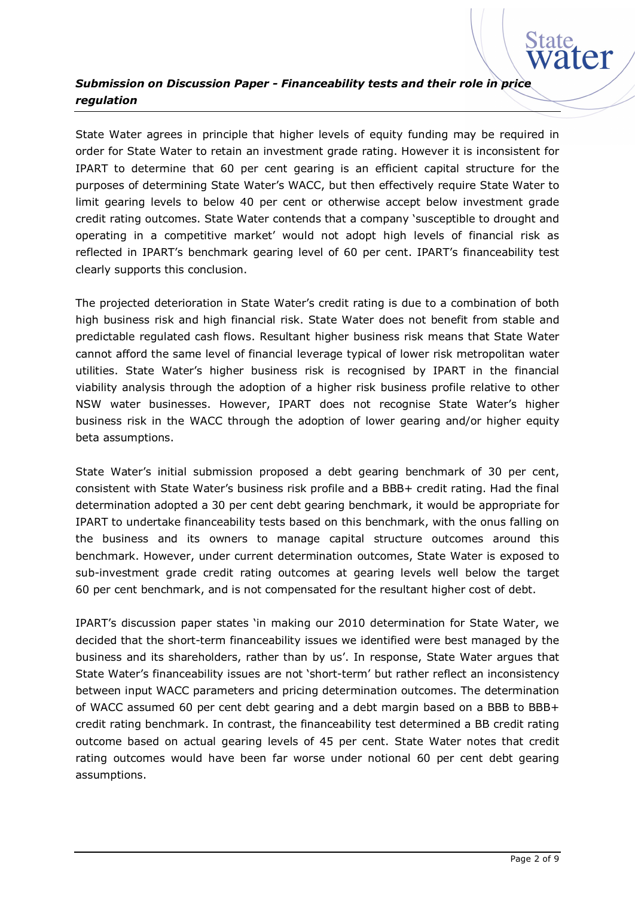State Water agrees in principle that higher levels of equity funding may be required in order for State Water to retain an investment grade rating. However it is inconsistent for IPART to determine that 60 per cent gearing is an efficient capital structure for the purposes of determining State Water's WACC, but then effectively require State Water to limit gearing levels to below 40 per cent or otherwise accept below investment grade credit rating outcomes. State Water contends that a company 'susceptible to drought and operating in a competitive market' would not adopt high levels of financial risk as reflected in IPART's benchmark gearing level of 60 per cent. IPART's financeability test clearly supports this conclusion.

The projected deterioration in State Water's credit rating is due to a combination of both high business risk and high financial risk. State Water does not benefit from stable and predictable regulated cash flows. Resultant higher business risk means that State Water cannot afford the same level of financial leverage typical of lower risk metropolitan water utilities. State Water's higher business risk is recognised by IPART in the financial viability analysis through the adoption of a higher risk business profile relative to other NSW water businesses. However, IPART does not recognise State Water's higher business risk in the WACC through the adoption of lower gearing and/or higher equity beta assumptions.

State Water's initial submission proposed a debt gearing benchmark of 30 per cent, consistent with State Water's business risk profile and a BBB+ credit rating. Had the final determination adopted a 30 per cent debt gearing benchmark, it would be appropriate for IPART to undertake financeability tests based on this benchmark, with the onus falling on the business and its owners to manage capital structure outcomes around this benchmark. However, under current determination outcomes, State Water is exposed to sub-investment grade credit rating outcomes at gearing levels well below the target 60 per cent benchmark, and is not compensated for the resultant higher cost of debt.

IPART's discussion paper states 'in making our 2010 determination for State Water, we decided that the short-term financeability issues we identified were best managed by the business and its shareholders, rather than by us'. In response, State Water argues that State Water's financeability issues are not 'short-term' but rather reflect an inconsistency between input WACC parameters and pricing determination outcomes. The determination of WACC assumed 60 per cent debt gearing and a debt margin based on a BBB to BBB+ credit rating benchmark. In contrast, the financeability test determined a BB credit rating outcome based on actual gearing levels of 45 per cent. State Water notes that credit rating outcomes would have been far worse under notional 60 per cent debt gearing assumptions.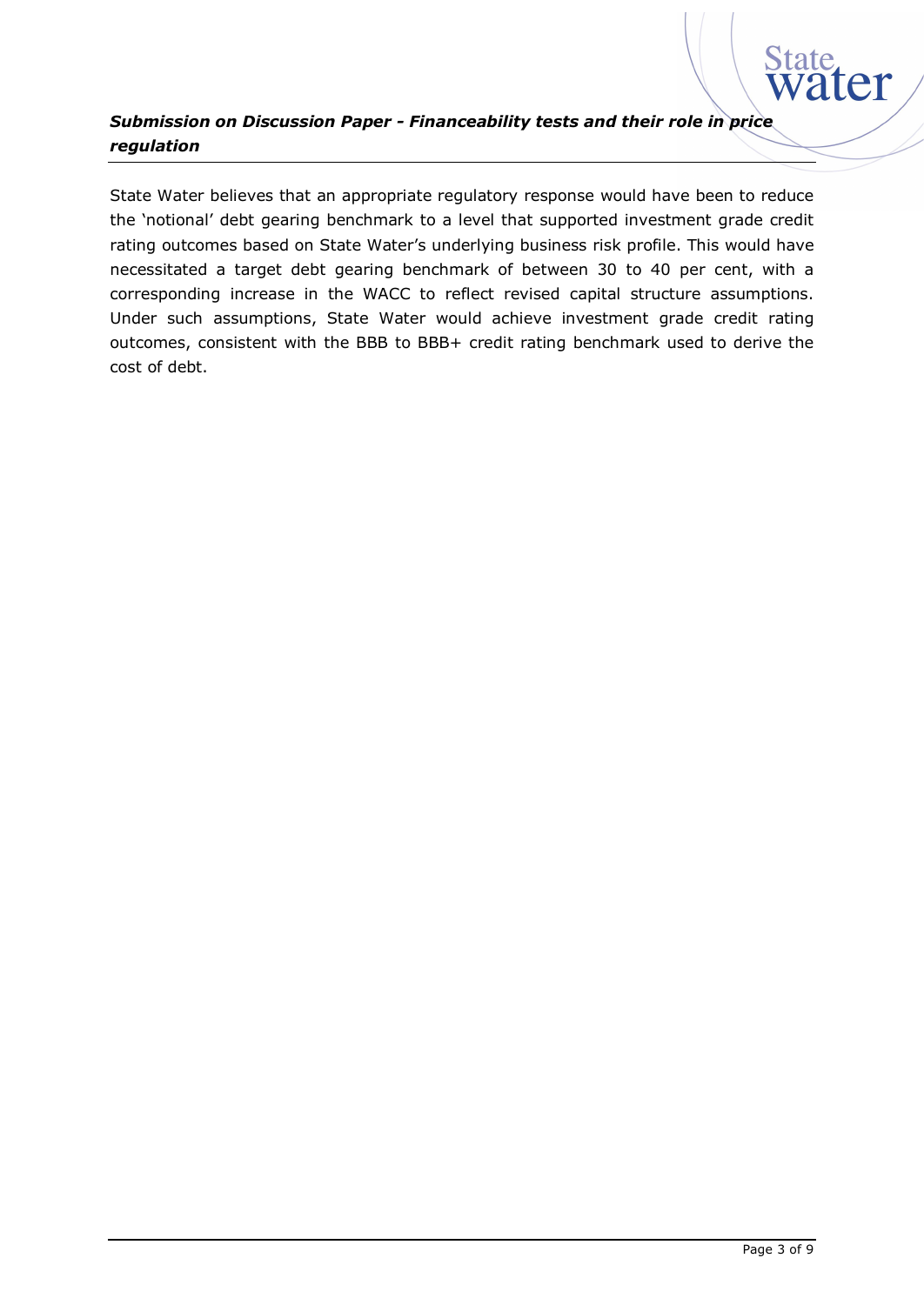State Water believes that an appropriate regulatory response would have been to reduce the 'notional' debt gearing benchmark to a level that supported investment grade credit rating outcomes based on State Water's underlying business risk profile. This would have necessitated a target debt gearing benchmark of between 30 to 40 per cent, with a corresponding increase in the WACC to reflect revised capital structure assumptions. Under such assumptions, State Water would achieve investment grade credit rating outcomes, consistent with the BBB to BBB+ credit rating benchmark used to derive the cost of debt.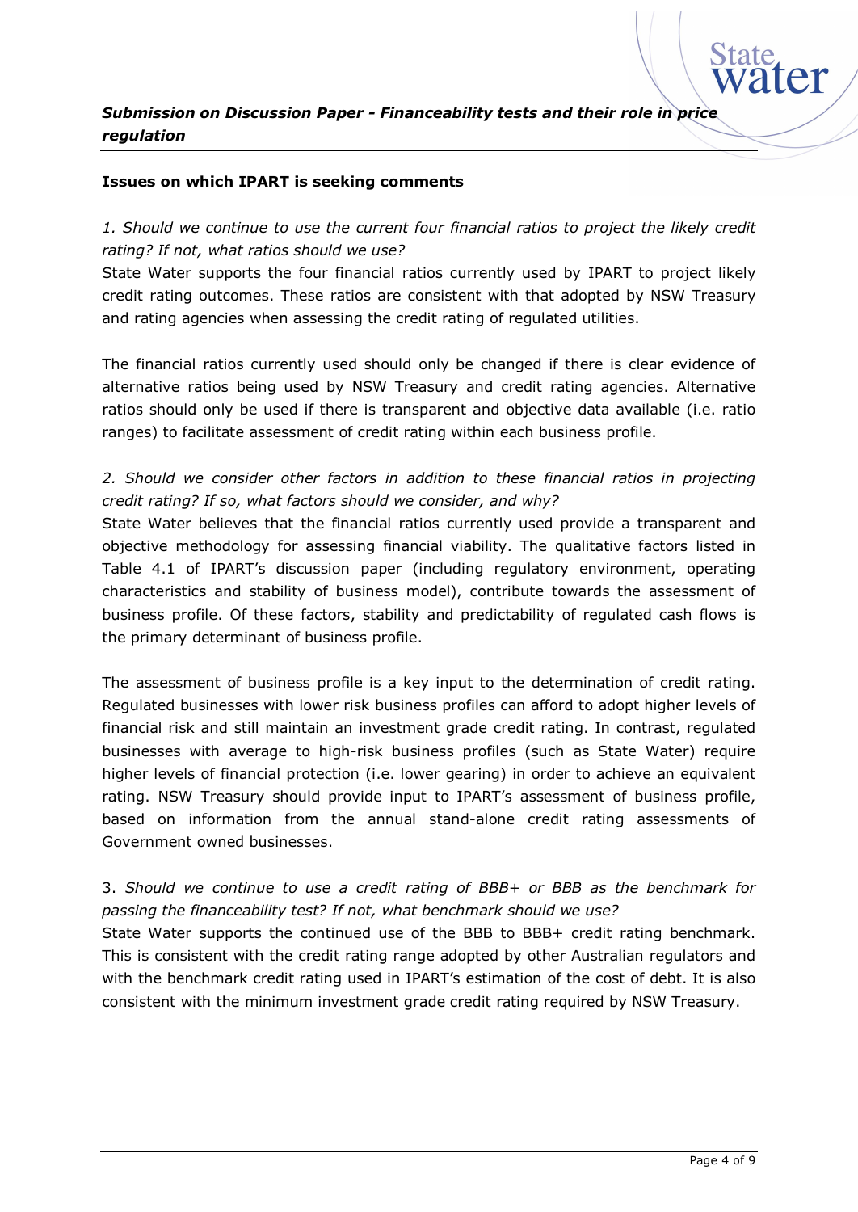**Issues on which IPART is seeking comments**

*1. Should we continue to use the current four financial ratios to project the likely credit rating? If not, what ratios should we use?*

State Water supports the four financial ratios currently used by IPART to project likely credit rating outcomes. These ratios are consistent with that adopted by NSW Treasury and rating agencies when assessing the credit rating of regulated utilities.

The financial ratios currently used should only be changed if there is clear evidence of alternative ratios being used by NSW Treasury and credit rating agencies. Alternative ratios should only be used if there is transparent and objective data available (i.e. ratio ranges) to facilitate assessment of credit rating within each business profile.

*2. Should we consider other factors in addition to these financial ratios in projecting credit rating? If so, what factors should we consider, and why?*

State Water believes that the financial ratios currently used provide a transparent and objective methodology for assessing financial viability. The qualitative factors listed in Table 4.1 of IPART's discussion paper (including regulatory environment, operating characteristics and stability of business model), contribute towards the assessment of business profile. Of these factors, stability and predictability of regulated cash flows is the primary determinant of business profile.

The assessment of business profile is a key input to the determination of credit rating. Regulated businesses with lower risk business profiles can afford to adopt higher levels of financial risk and still maintain an investment grade credit rating. In contrast, regulated businesses with average to high-risk business profiles (such as State Water) require higher levels of financial protection (i.e. lower gearing) in order to achieve an equivalent rating. NSW Treasury should provide input to IPART's assessment of business profile, based on information from the annual stand-alone credit rating assessments of Government owned businesses.

3. *Should we continue to use a credit rating of BBB+ or BBB as the benchmark for passing the financeability test? If not, what benchmark should we use?*

State Water supports the continued use of the BBB to BBB+ credit rating benchmark. This is consistent with the credit rating range adopted by other Australian regulators and with the benchmark credit rating used in IPART's estimation of the cost of debt. It is also consistent with the minimum investment grade credit rating required by NSW Treasury.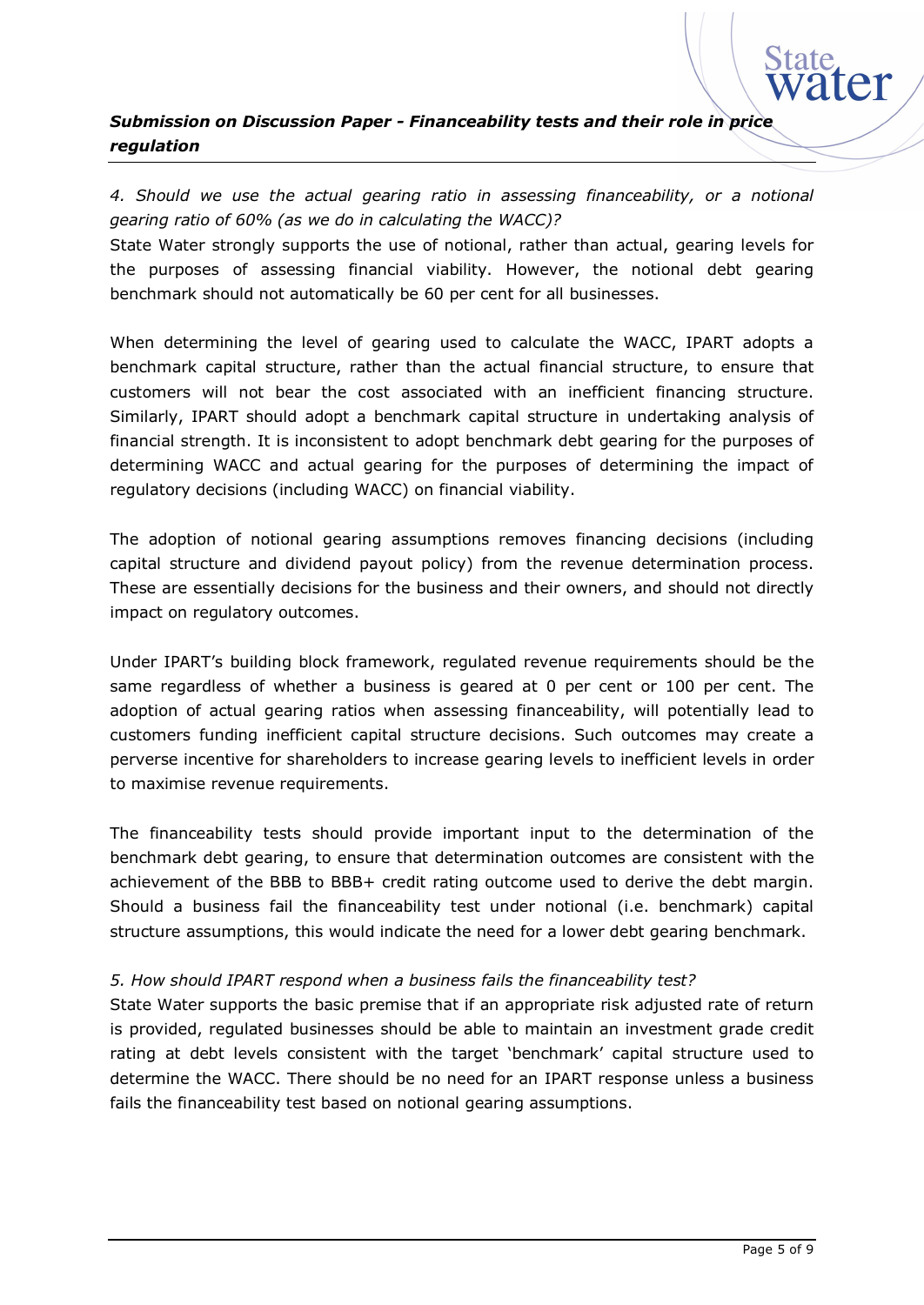*4. Should we use the actual gearing ratio in assessing financeability, or a notional gearing ratio of 60% (as we do in calculating the WACC)?*

State Water strongly supports the use of notional, rather than actual, gearing levels for the purposes of assessing financial viability. However, the notional debt gearing benchmark should not automatically be 60 per cent for all businesses.

When determining the level of gearing used to calculate the WACC, IPART adopts a benchmark capital structure, rather than the actual financial structure, to ensure that customers will not bear the cost associated with an inefficient financing structure. Similarly, IPART should adopt a benchmark capital structure in undertaking analysis of financial strength. It is inconsistent to adopt benchmark debt gearing for the purposes of determining WACC and actual gearing for the purposes of determining the impact of regulatory decisions (including WACC) on financial viability.

The adoption of notional gearing assumptions removes financing decisions (including capital structure and dividend payout policy) from the revenue determination process. These are essentially decisions for the business and their owners, and should not directly impact on regulatory outcomes.

Under IPART's building block framework, regulated revenue requirements should be the same regardless of whether a business is geared at 0 per cent or 100 per cent. The adoption of actual gearing ratios when assessing financeability, will potentially lead to customers funding inefficient capital structure decisions. Such outcomes may create a perverse incentive for shareholders to increase gearing levels to inefficient levels in order to maximise revenue requirements.

The financeability tests should provide important input to the determination of the benchmark debt gearing, to ensure that determination outcomes are consistent with the achievement of the BBB to BBB+ credit rating outcome used to derive the debt margin. Should a business fail the financeability test under notional (i.e. benchmark) capital structure assumptions, this would indicate the need for a lower debt gearing benchmark.

*5. How should IPART respond when a business fails the financeability test?*

State Water supports the basic premise that if an appropriate risk adjusted rate of return is provided, regulated businesses should be able to maintain an investment grade credit rating at debt levels consistent with the target 'benchmark' capital structure used to determine the WACC. There should be no need for an IPART response unless a business fails the financeability test based on notional gearing assumptions.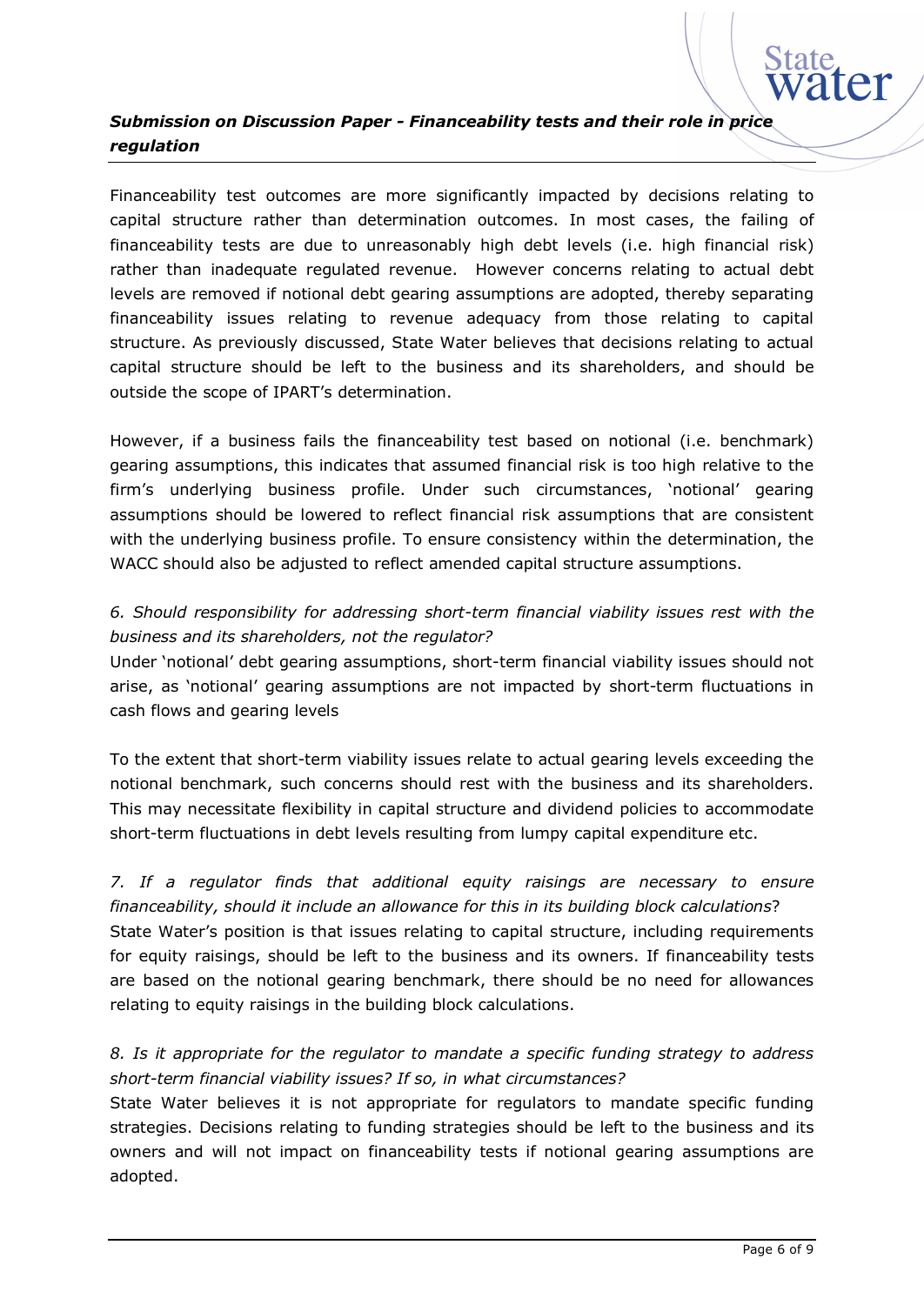Financeability test outcomes are more significantly impacted by decisions relating to capital structure rather than determination outcomes. In most cases, the failing of financeability tests are due to unreasonably high debt levels (i.e. high financial risk) rather than inadequate regulated revenue. However concerns relating to actual debt levels are removed if notional debt gearing assumptions are adopted, thereby separating financeability issues relating to revenue adequacy from those relating to capital structure. As previously discussed, State Water believes that decisions relating to actual capital structure should be left to the business and its shareholders, and should be outside the scope of IPART's determination.

However, if a business fails the financeability test based on notional (i.e. benchmark) gearing assumptions, this indicates that assumed financial risk is too high relative to the firm's underlying business profile. Under such circumstances, 'notional' gearing assumptions should be lowered to reflect financial risk assumptions that are consistent with the underlying business profile. To ensure consistency within the determination, the WACC should also be adjusted to reflect amended capital structure assumptions.

*6. Should responsibility for addressing short-term financial viability issues rest with the business and its shareholders, not the regulator?*

Under 'notional' debt gearing assumptions, short-term financial viability issues should not arise, as 'notional' gearing assumptions are not impacted by short-term fluctuations in cash flows and gearing levels

To the extent that short-term viability issues relate to actual gearing levels exceeding the notional benchmark, such concerns should rest with the business and its shareholders. This may necessitate flexibility in capital structure and dividend policies to accommodate short-term fluctuations in debt levels resulting from lumpy capital expenditure etc.

*7. If a regulator finds that additional equity raisings are necessary to ensure financeability, should it include an allowance for this in its building block calculations*?

State Water's position is that issues relating to capital structure, including requirements for equity raisings, should be left to the business and its owners. If financeability tests are based on the notional gearing benchmark, there should be no need for allowances relating to equity raisings in the building block calculations.

*8. Is it appropriate for the regulator to mandate a specific funding strategy to address short-term financial viability issues? If so, in what circumstances?*

State Water believes it is not appropriate for regulators to mandate specific funding strategies. Decisions relating to funding strategies should be left to the business and its owners and will not impact on financeability tests if notional gearing assumptions are adopted.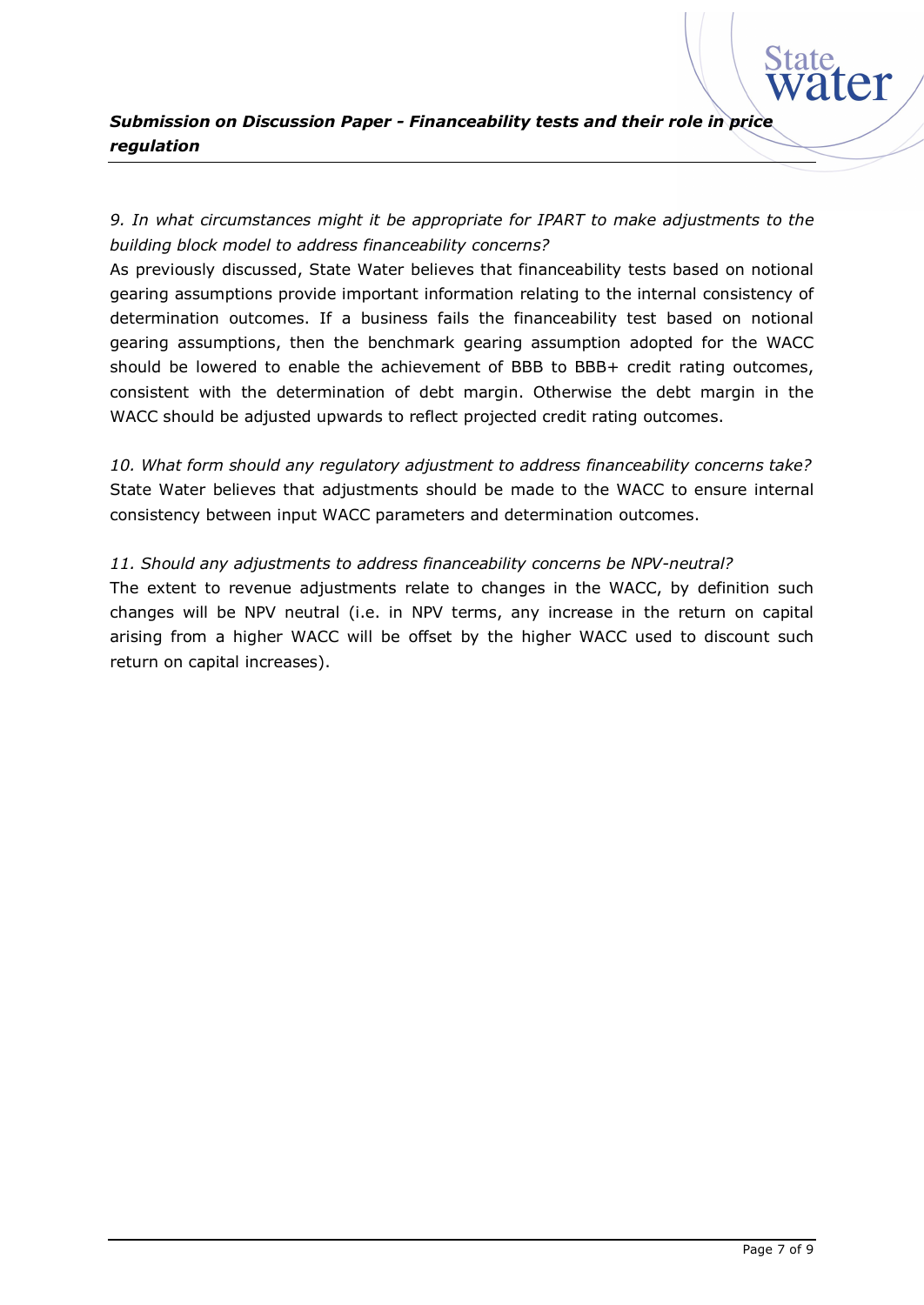*9. In what circumstances might it be appropriate for IPART to make adjustments to the building block model to address financeability concerns?*

As previously discussed, State Water believes that financeability tests based on notional gearing assumptions provide important information relating to the internal consistency of determination outcomes. If a business fails the financeability test based on notional gearing assumptions, then the benchmark gearing assumption adopted for the WACC should be lowered to enable the achievement of BBB to BBB+ credit rating outcomes, consistent with the determination of debt margin. Otherwise the debt margin in the WACC should be adjusted upwards to reflect projected credit rating outcomes.

*10. What form should any regulatory adjustment to address financeability concerns take?*

State Water believes that adjustments should be made to the WACC to ensure internal consistency between input WACC parameters and determination outcomes.

*11. Should any adjustments to address financeability concerns be NPV-neutral?*

The extent to revenue adjustments relate to changes in the WACC, by definition such changes will be NPV neutral (i.e. in NPV terms, any increase in the return on capital arising from a higher WACC will be offset by the higher WACC used to discount such return on capital increases).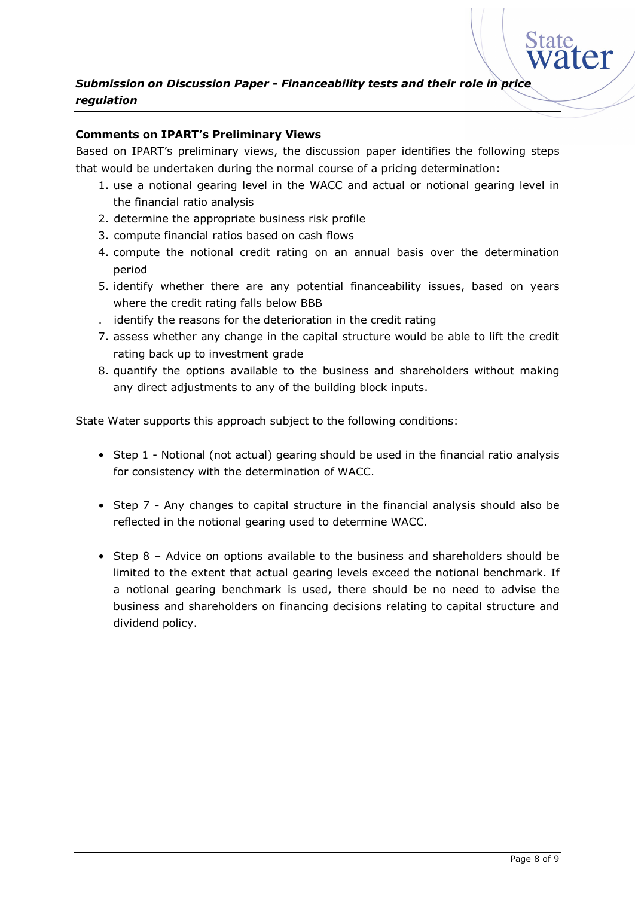## Comments on IPART's Preliminary Views

Based on IPART's preliminary views, the discussion paper identifies the following steps that would be undertaken during the normal course of a pricing determination:

1. use a notional gearing level in the WACC and actual or notional gearing level in the financial ratio analysis
2. determine the appropriate business risk profile
3. compute financial ratios based on cash flows
4. compute the notional credit rating on an annual basis over the determination period
5. identify whether there are any potential financeability issues, based on years where the credit rating falls below BBB

. identify the reasons for the deterioration in the credit rating

7. assess whether any change in the capital structure would be able to lift the credit rating back up to investment grade
8. quantify the options available to the business and shareholders without making any direct adjustments to any of the building block inputs.

State Water supports this approach subject to the following conditions:

- Step 1 - Notional (not actual) gearing should be used in the financial ratio analysis for consistency with the determination of WACC.

- Step 7 - Any changes to capital structure in the financial analysis should also be reflected in the notional gearing used to determine WACC.

- Step 8 – Advice on options available to the business and shareholders should be limited to the extent that actual gearing levels exceed the notional benchmark. If a notional gearing benchmark is used, there should be no need to advise the business and shareholders on financing decisions relating to capital structure and dividend policy.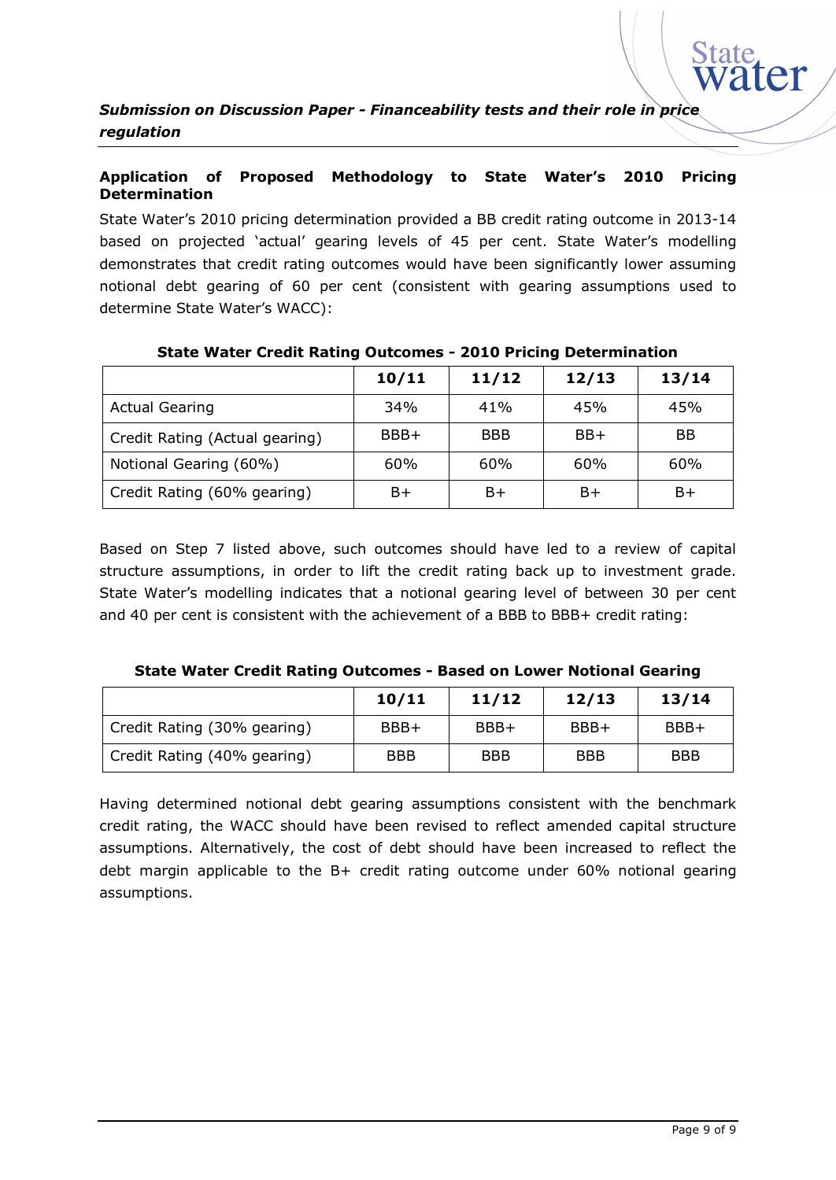## Application of Proposed Methodology to State Water's 2010 Pricing Determination

State Water's 2010 pricing determination provided a BB credit rating outcome in 2013-14 based on projected 'actual' gearing levels of 45 per cent. State Water's modelling demonstrates that credit rating outcomes would have been significantly lower assuming notional debt gearing of 60 per cent (consistent with gearing assumptions used to determine State Water's WACC):

**State Water Credit Rating Outcomes - 2010 Pricing Determination**

| | 10/11 | 11/12 | 12/13 | 13/14 |
|---|---|---|---|---|
| Actual Gearing | 34% | 41% | 45% | 45% |
| Credit Rating (Actual gearing) | BBB+ | BBB | BB+ | BB |
| Notional Gearing (60%) | 60% | 60% | 60% | 60% |
| Credit Rating (60% gearing) | B+ | B+ | B+ | B+ |

Based on Step 7 listed above, such outcomes should have led to a review of capital structure assumptions, in order to lift the credit rating back up to investment grade. State Water's modelling indicates that a notional gearing level of between 30 per cent and 40 per cent is consistent with the achievement of a BBB to BBB+ credit rating:

**State Water Credit Rating Outcomes - Based on Lower Notional Gearing**

| | 10/11 | 11/12 | 12/13 | 13/14 |
|---|---|---|---|---|
| Credit Rating (30% gearing) | BBB+ | BBB+ | BBB+ | BBB+ |
| Credit Rating (40% gearing) | BBB | BBB | BBB | BBB |

Having determined notional debt gearing assumptions consistent with the benchmark credit rating, the WACC should have been revised to reflect amended capital structure assumptions. Alternatively, the cost of debt should have been increased to reflect the debt margin applicable to the B+ credit rating outcome under 60% notional gearing assumptions.